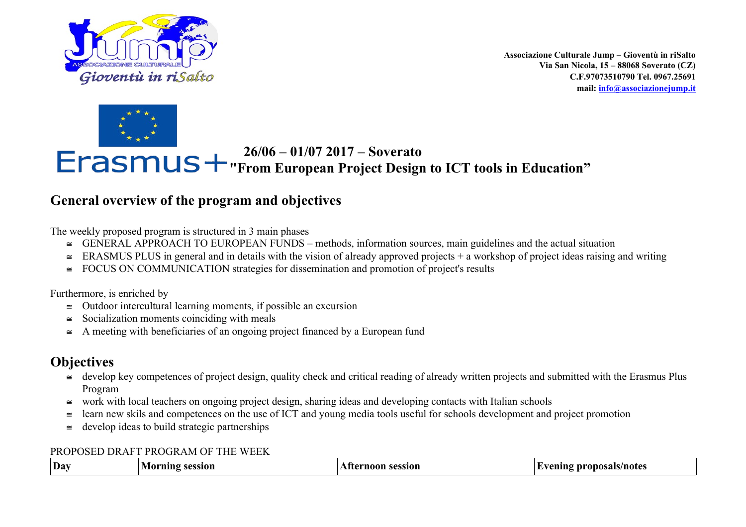**Associazione Culturale Jump – Gioventù in riSalto**
**Via San Nicola, 15 – 88068 Soverato (CZ)**
**C.F.97073510790 Tel. 0967.25691**
**mail: info@associazionejump.it**

# 26/06 – 01/07 2017 – Soverato
# "From European Project Design to ICT tools in Education"

## General overview of the program and objectives

The weekly proposed program is structured in 3 main phases

- GENERAL APPROACH TO EUROPEAN FUNDS – methods, information sources, main guidelines and the actual situation
- ERASMUS PLUS in general and in details with the vision of already approved projects + a workshop of project ideas raising and writing
- FOCUS ON COMMUNICATION strategies for dissemination and promotion of project's results

Furthermore, is enriched by

- Outdoor intercultural learning moments, if possible an excursion
- Socialization moments coinciding with meals
- A meeting with beneficiaries of an ongoing project financed by a European fund

## Objectives

- develop key competences of project design, quality check and critical reading of already written projects and submitted with the Erasmus Plus Program
- work with local teachers on ongoing project design, sharing ideas and developing contacts with Italian schools
- learn new skils and competences on the use of ICT and young media tools useful for schools development and project promotion
- develop ideas to build strategic partnerships

PROPOSED DRAFT PROGRAM OF THE WEEK

| Day | Morning session | Afternoon session | Evening proposals/notes |
|---|---|---|---|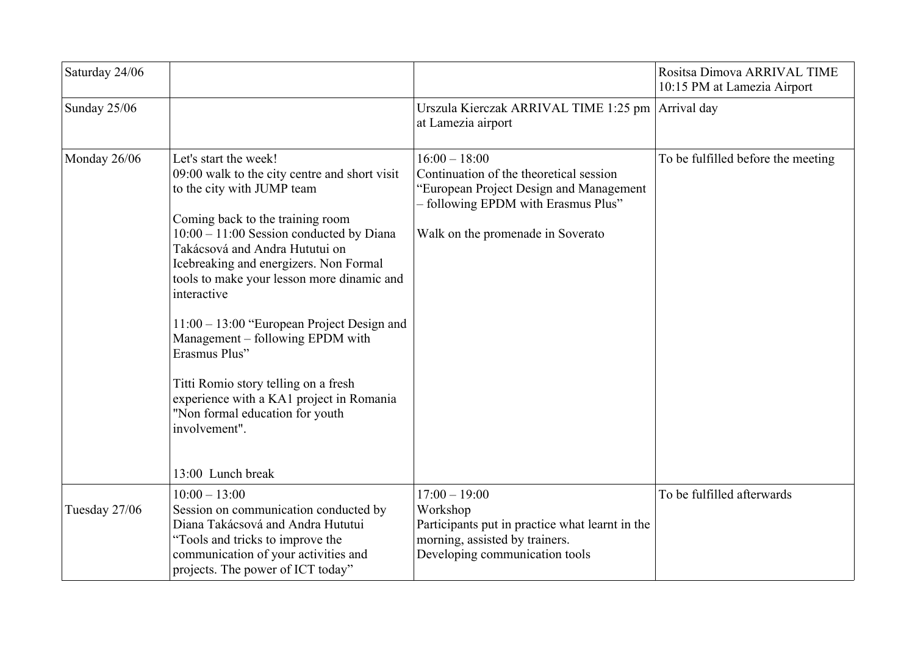| Saturday 24/06 | | | Rositsa Dimova ARRIVAL TIME 10:15 PM at Lamezia Airport |
|---|---|---|---|
| Sunday 25/06 | | Urszula Kierczak ARRIVAL TIME 1:25 pm at Lamezia airport | Arrival day |
| Monday 26/06 | Let's start the week!<br>09:00 walk to the city centre and short visit to the city with JUMP team<br><br>Coming back to the training room<br>10:00 – 11:00 Session conducted by Diana Takácsová and Andra Hututui on Icebreaking and energizers. Non Formal tools to make your lesson more dinamic and interactive<br><br>11:00 – 13:00 "European Project Design and Management – following EPDM with Erasmus Plus"<br><br>Titti Romio story telling on a fresh experience with a KA1 project in Romania "Non formal education for youth involvement".<br><br>13:00 Lunch break | 16:00 – 18:00<br>Continuation of the theoretical session "European Project Design and Management – following EPDM with Erasmus Plus"<br><br>Walk on the promenade in Soverato | To be fulfilled before the meeting |
| Tuesday 27/06 | 10:00 – 13:00<br>Session on communication conducted by Diana Takácsová and Andra Hututui "Tools and tricks to improve the communication of your activities and projects. The power of ICT today" | 17:00 – 19:00<br>Workshop<br>Participants put in practice what learnt in the morning, assisted by trainers.<br>Developing communication tools | To be fulfilled afterwards |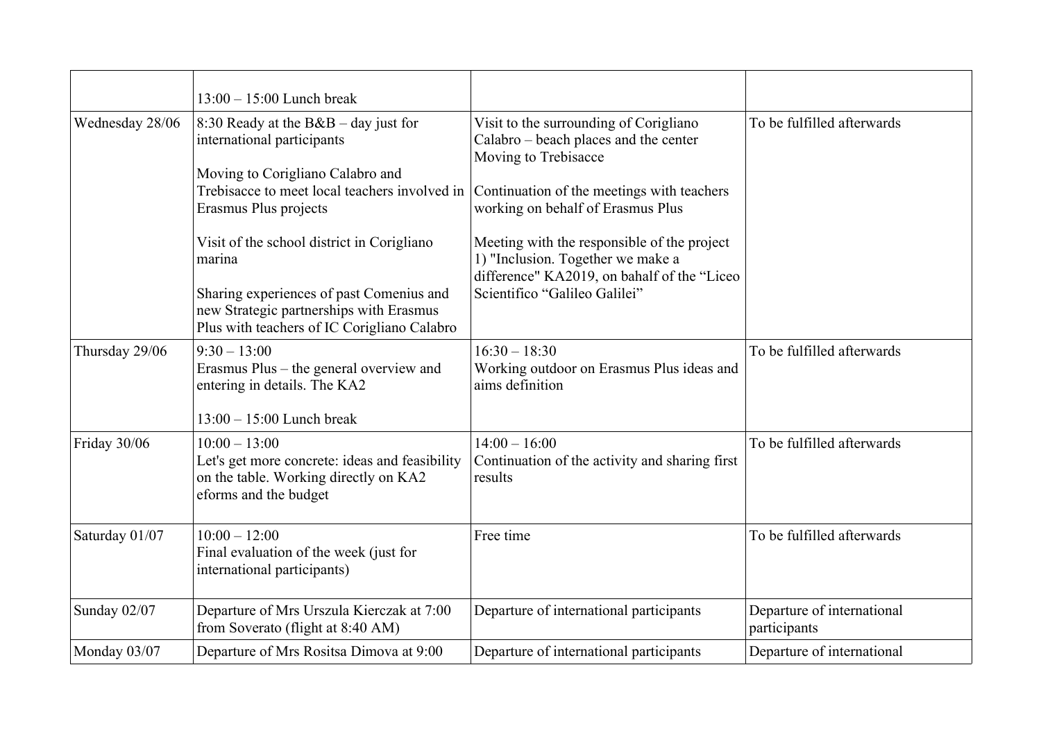| | | | |
|---|---|---|---|
| | 13:00 – 15:00 Lunch break | | |
| Wednesday 28/06 | 8:30 Ready at the B&B – day just for international participants<br><br>Moving to Corigliano Calabro and Trebisacce to meet local teachers involved in Erasmus Plus projects<br><br>Visit of the school district in Corigliano marina<br><br>Sharing experiences of past Comenius and new Strategic partnerships with Erasmus Plus with teachers of IC Corigliano Calabro | Visit to the surrounding of Corigliano Calabro – beach places and the center Moving to Trebisacce<br><br>Continuation of the meetings with teachers working on behalf of Erasmus Plus<br><br>Meeting with the responsible of the project 1) "Inclusion. Together we make a difference" KA2019, on bahalf of the "Liceo Scientifico "Galileo Galilei" | To be fulfilled afterwards |
| Thursday 29/06 | 9:30 – 13:00<br>Erasmus Plus – the general overview and entering in details. The KA2<br><br>13:00 – 15:00 Lunch break | 16:30 – 18:30<br>Working outdoor on Erasmus Plus ideas and aims definition | To be fulfilled afterwards |
| Friday 30/06 | 10:00 – 13:00<br>Let's get more concrete: ideas and feasibility on the table. Working directly on KA2 eforms and the budget | 14:00 – 16:00<br>Continuation of the activity and sharing first results | To be fulfilled afterwards |
| Saturday 01/07 | 10:00 – 12:00<br>Final evaluation of the week (just for international participants) | Free time | To be fulfilled afterwards |
| Sunday 02/07 | Departure of Mrs Urszula Kierczak at 7:00 from Soverato (flight at 8:40 AM) | Departure of international participants | Departure of international participants |
| Monday 03/07 | Departure of Mrs Rositsa Dimova at 9:00 | Departure of international participants | Departure of international |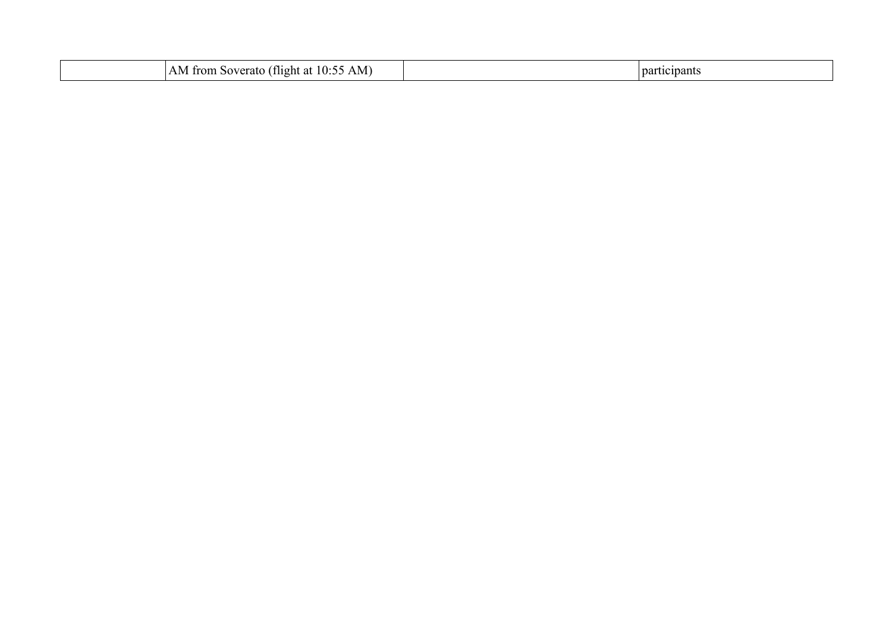| | | | |
|---|---|---|---|
| | AM from Soverato (flight at 10:55 AM) | | participants |